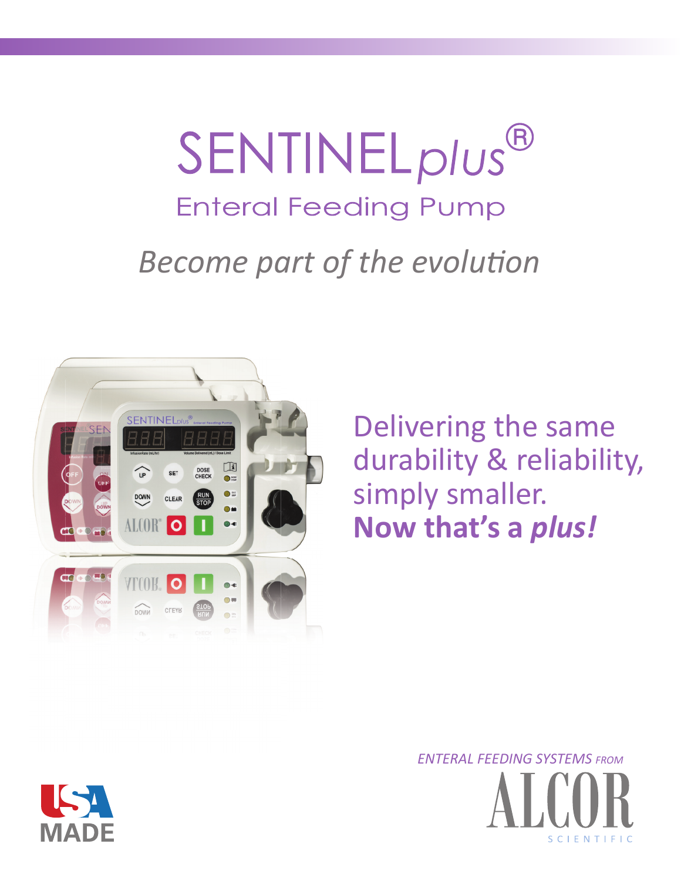# SENTINEL*plus*®

## Enteral Feeding Pump

*Become part of the evolution*

Delivering the same durability & reliability, simply smaller.
**Now that's a *plus!***

USA MADE

*ENTERAL FEEDING SYSTEMS FROM*

ALCOR SCIENTIFIC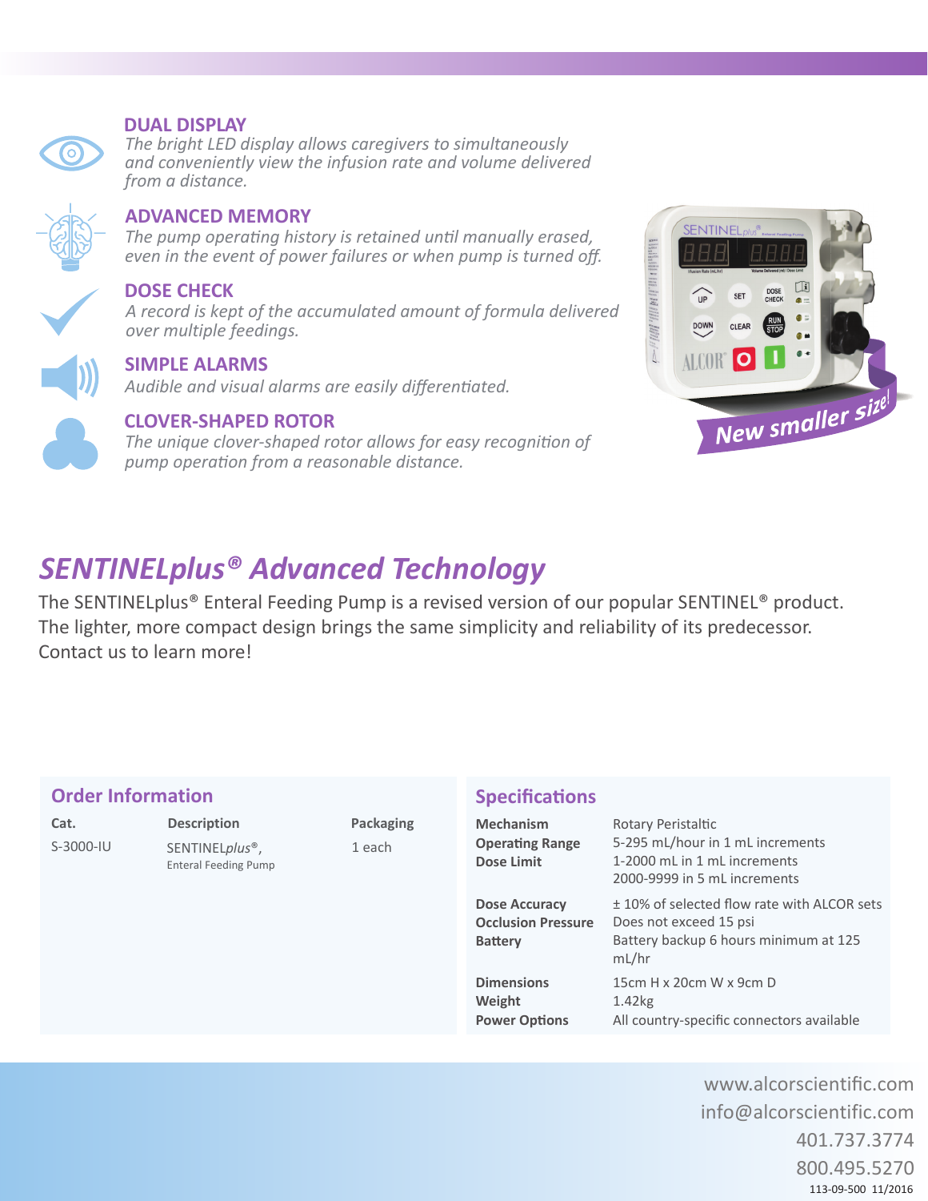### DUAL DISPLAY

*The bright LED display allows caregivers to simultaneously and conveniently view the infusion rate and volume delivered from a distance.*

### ADVANCED MEMORY

*The pump operating history is retained until manually erased, even in the event of power failures or when pump is turned off.*

### DOSE CHECK

*A record is kept of the accumulated amount of formula delivered over multiple feedings.*

### SIMPLE ALARMS

*Audible and visual alarms are easily differentiated.*

### CLOVER-SHAPED ROTOR

*The unique clover-shaped rotor allows for easy recognition of pump operation from a reasonable distance.*

*New smaller size!*

## *SENTINELplus® Advanced Technology*

The SENTINELplus® Enteral Feeding Pump is a revised version of our popular SENTINEL® product. The lighter, more compact design brings the same simplicity and reliability of its predecessor. Contact us to learn more!

### Order Information

| Cat. | Description | Packaging |
|---|---|---|
| S-3000-IU | SENTINEL*plus*®, Enteral Feeding Pump | 1 each |

### Specifications

| | |
|---|---|
| **Mechanism** | Rotary Peristaltic |
| **Operating Range** | 5-295 mL/hour in 1 mL increments |
| **Dose Limit** | 1-2000 mL in 1 mL increments<br>2000-9999 in 5 mL increments |
| **Dose Accuracy** | ± 10% of selected flow rate with ALCOR sets |
| **Occlusion Pressure** | Does not exceed 15 psi |
| **Battery** | Battery backup 6 hours minimum at 125 mL/hr |
| **Dimensions** | 15cm H x 20cm W x 9cm D |
| **Weight** | 1.42kg |
| **Power Options** | All country-specific connectors available |

www.alcorscientific.com
info@alcorscientific.com
401.737.3774
800.495.5270
113-09-500 11/2016